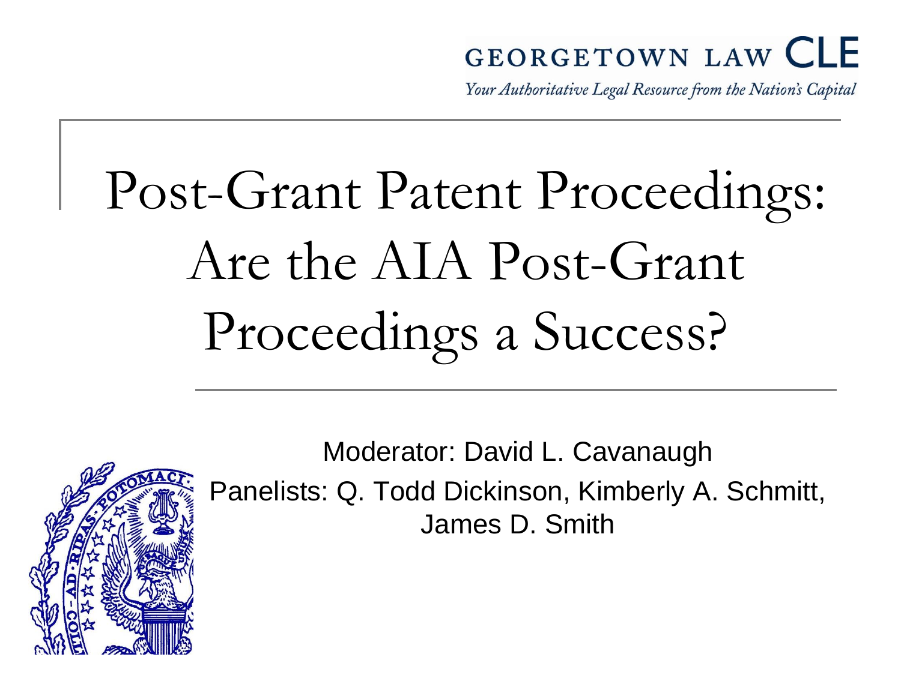GEORGETOWN LAW CLE

*Your Authoritative Legal Resource from the Nation's Capital*

# Post-Grant Patent Proceedings: Are the AIA Post-Grant Proceedings a Success?

Moderator: David L. Cavanaugh

Panelists: Q. Todd Dickinson, Kimberly A. Schmitt, James D. Smith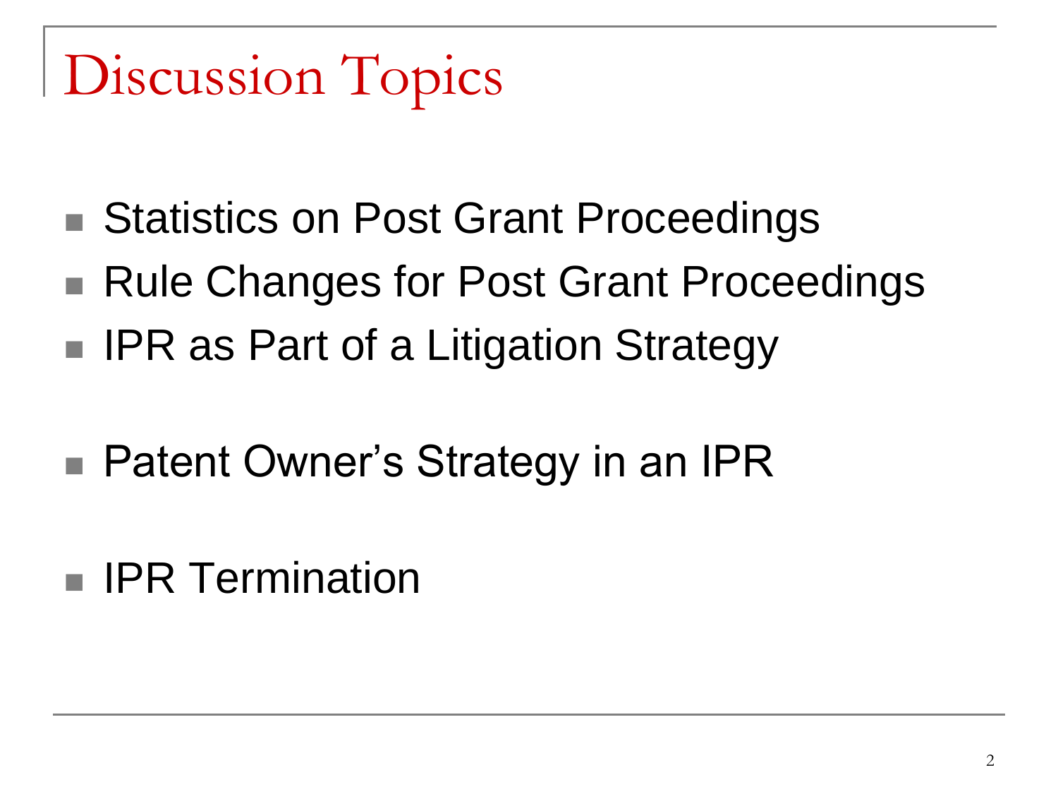# Discussion Topics

- Statistics on Post Grant Proceedings
- Rule Changes for Post Grant Proceedings
- IPR as Part of a Litigation Strategy
- Patent Owner's Strategy in an IPR
- IPR Termination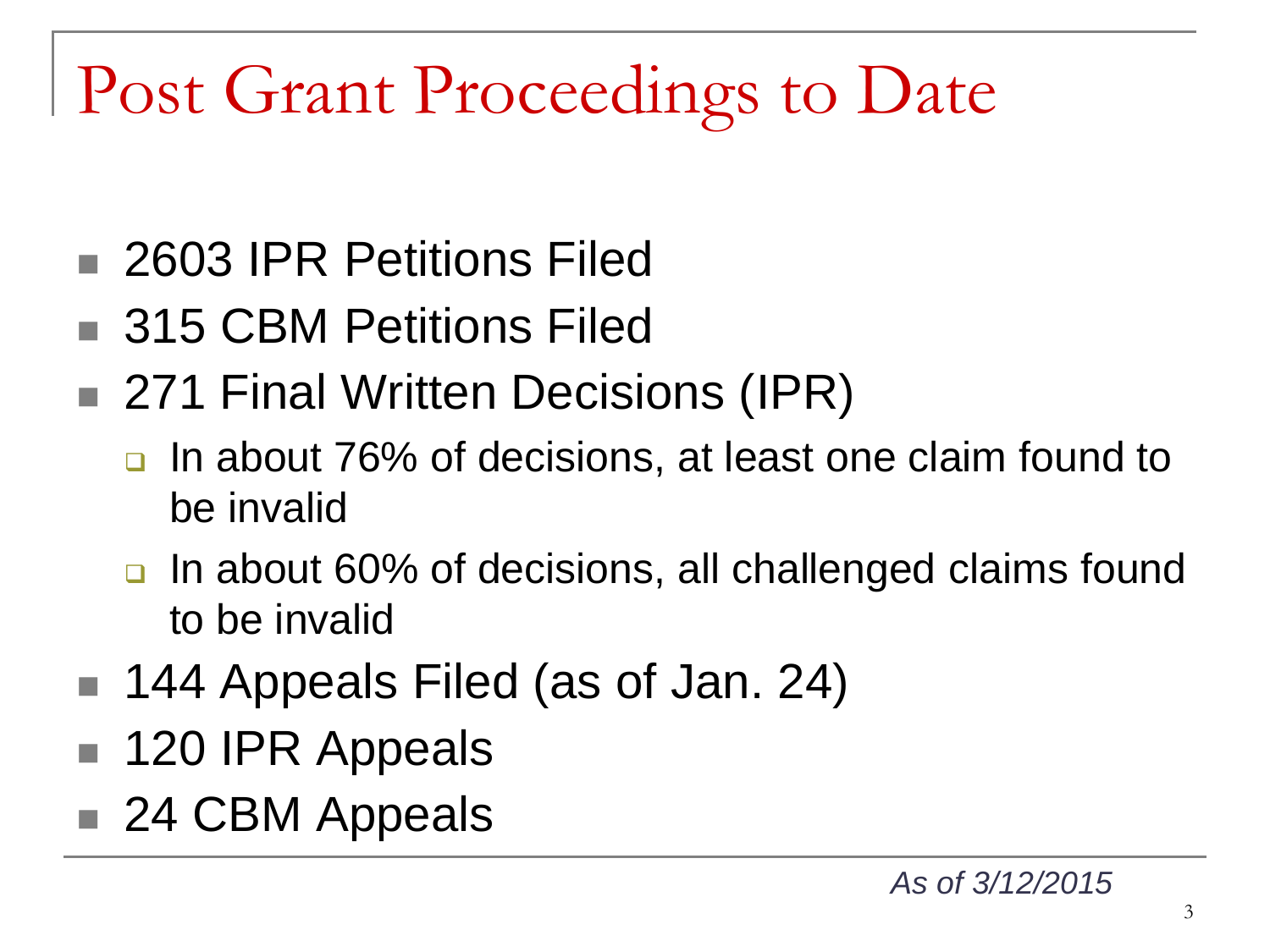# Post Grant Proceedings to Date

- 2603 IPR Petitions Filed
- 315 CBM Petitions Filed
- 271 Final Written Decisions (IPR)
  - In about 76% of decisions, at least one claim found to be invalid
  - In about 60% of decisions, all challenged claims found to be invalid
- 144 Appeals Filed (as of Jan. 24)
- 120 IPR Appeals
- 24 CBM Appeals

*As of 3/12/2015*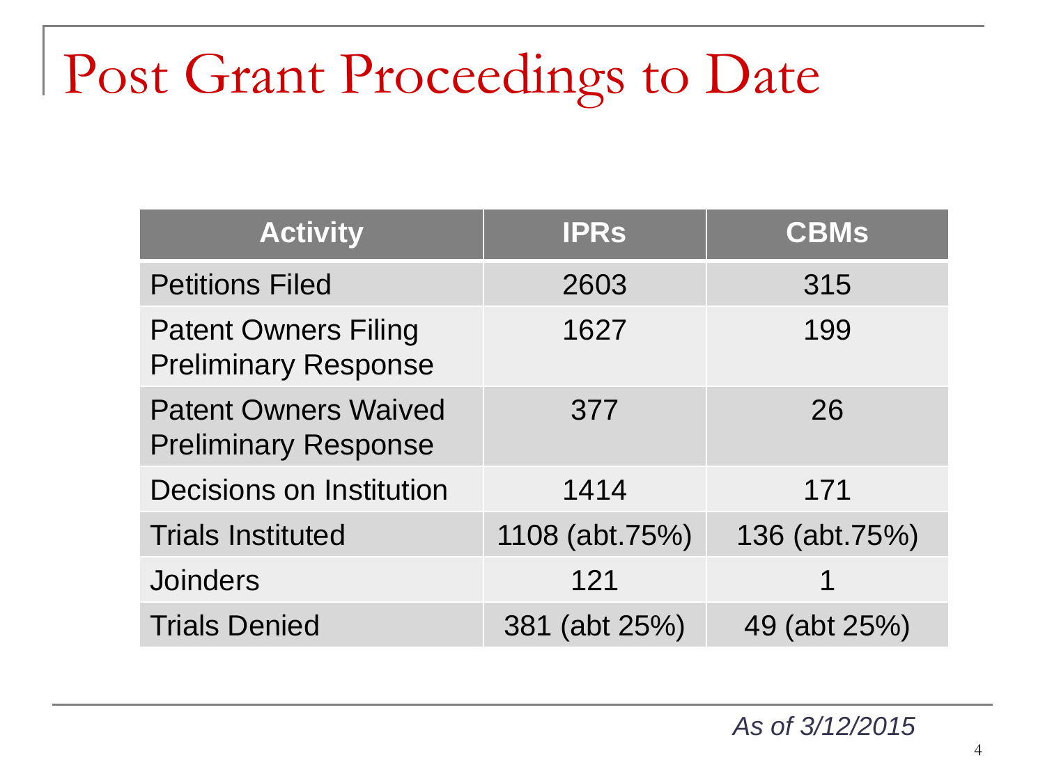# Post Grant Proceedings to Date

| Activity | IPRs | CBMs |
|---|---|---|
| Petitions Filed | 2603 | 315 |
| Patent Owners Filing Preliminary Response | 1627 | 199 |
| Patent Owners Waived Preliminary Response | 377 | 26 |
| Decisions on Institution | 1414 | 171 |
| Trials Instituted | 1108 (abt.75%) | 136 (abt.75%) |
| Joinders | 121 | 1 |
| Trials Denied | 381 (abt 25%) | 49 (abt 25%) |

*As of 3/12/2015*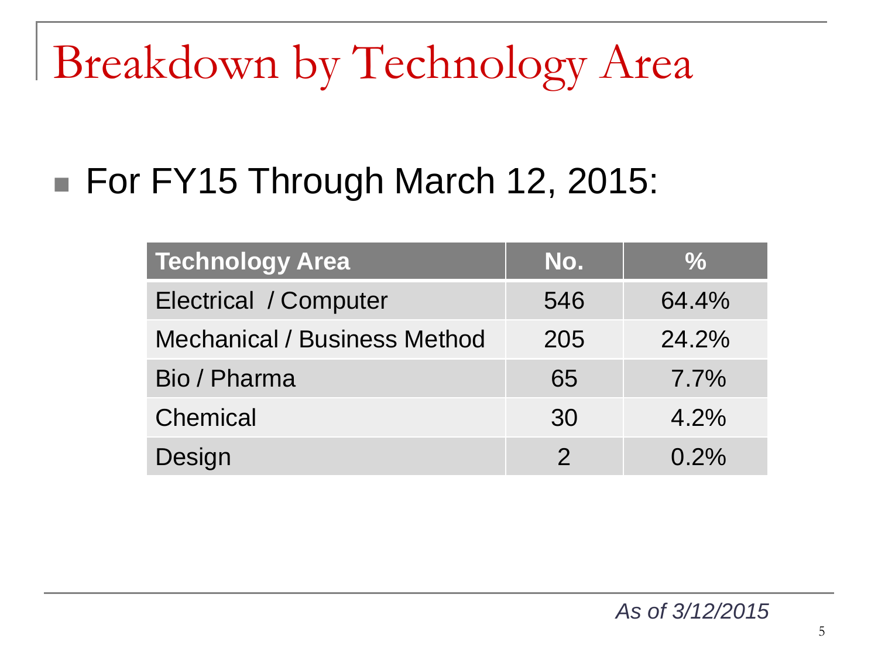# Breakdown by Technology Area

- For FY15 Through March 12, 2015:

| Technology Area | No. | % |
|---|---|---|
| Electrical / Computer | 546 | 64.4% |
| Mechanical / Business Method | 205 | 24.2% |
| Bio / Pharma | 65 | 7.7% |
| Chemical | 30 | 4.2% |
| Design | 2 | 0.2% |

*As of 3/12/2015*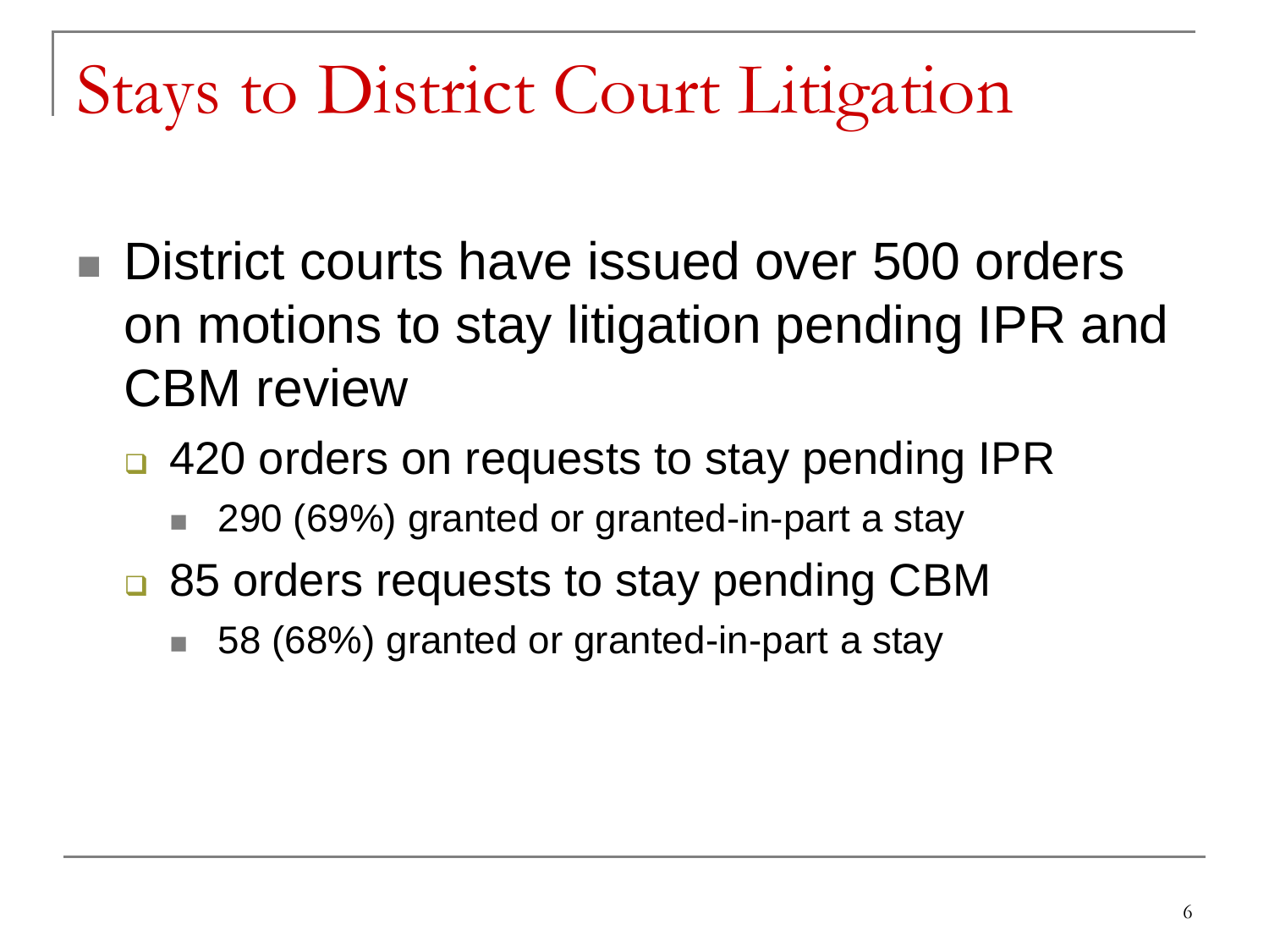# Stays to District Court Litigation

- District courts have issued over 500 orders on motions to stay litigation pending IPR and CBM review
  - 420 orders on requests to stay pending IPR
    - 290 (69%) granted or granted-in-part a stay
  - 85 orders requests to stay pending CBM
    - 58 (68%) granted or granted-in-part a stay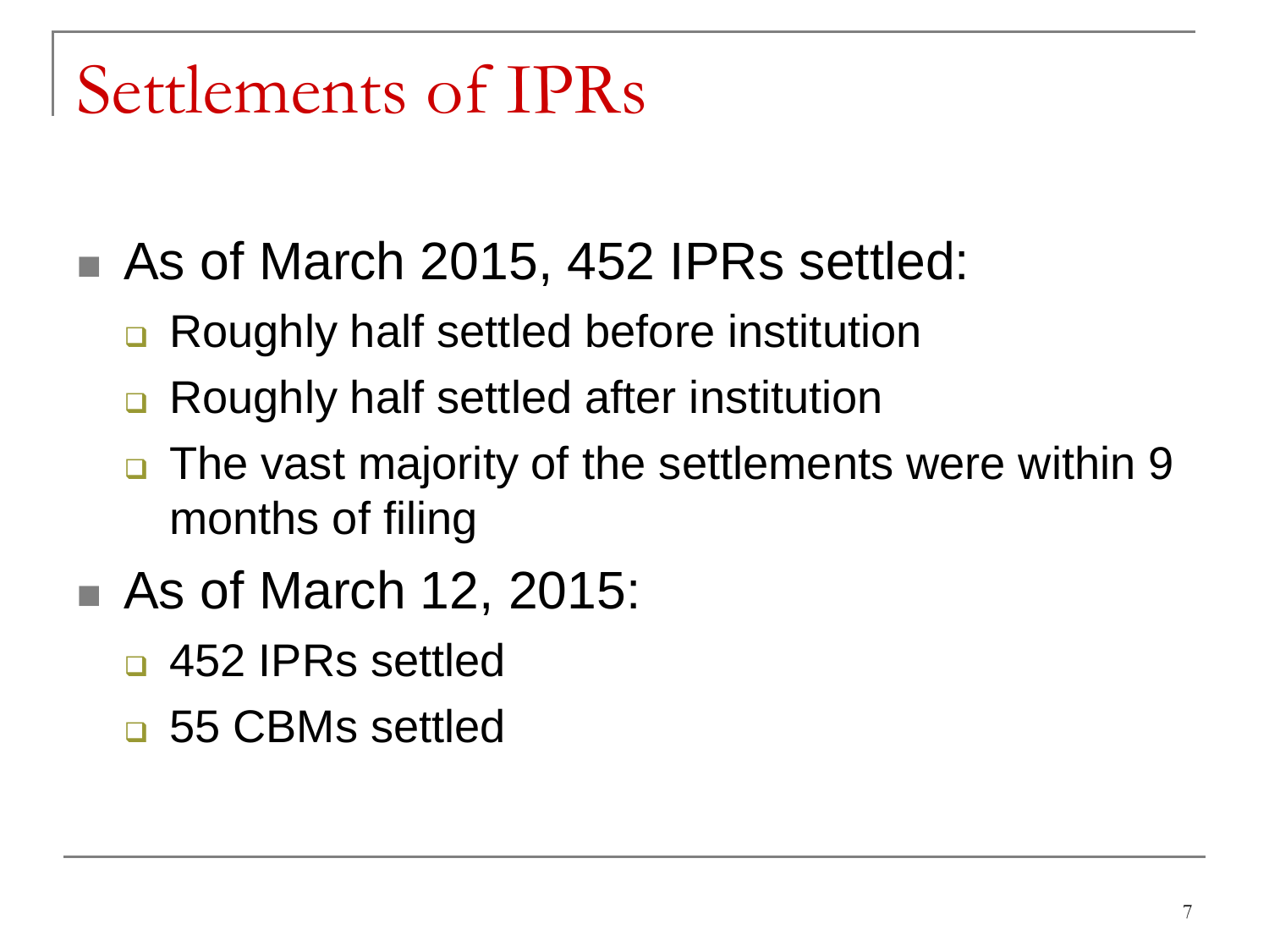# Settlements of IPRs

- As of March 2015, 452 IPRs settled:
  - Roughly half settled before institution
  - Roughly half settled after institution
  - The vast majority of the settlements were within 9 months of filing
- As of March 12, 2015:
  - 452 IPRs settled
  - 55 CBMs settled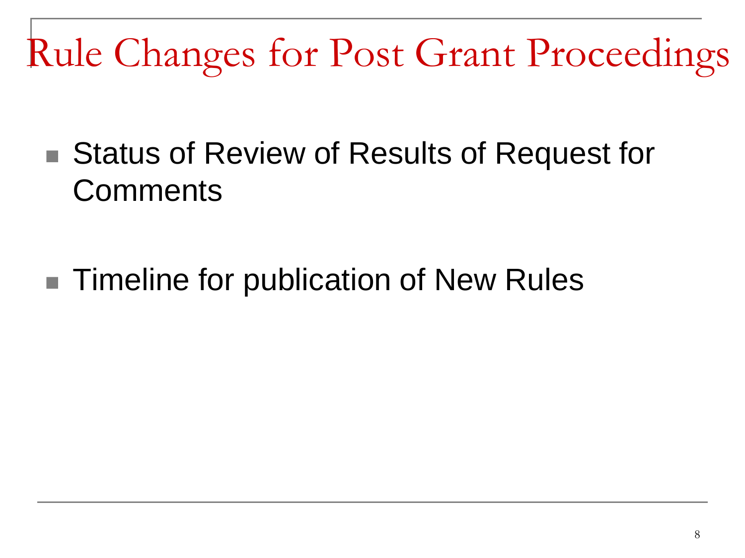# Rule Changes for Post Grant Proceedings

- Status of Review of Results of Request for Comments

- Timeline for publication of New Rules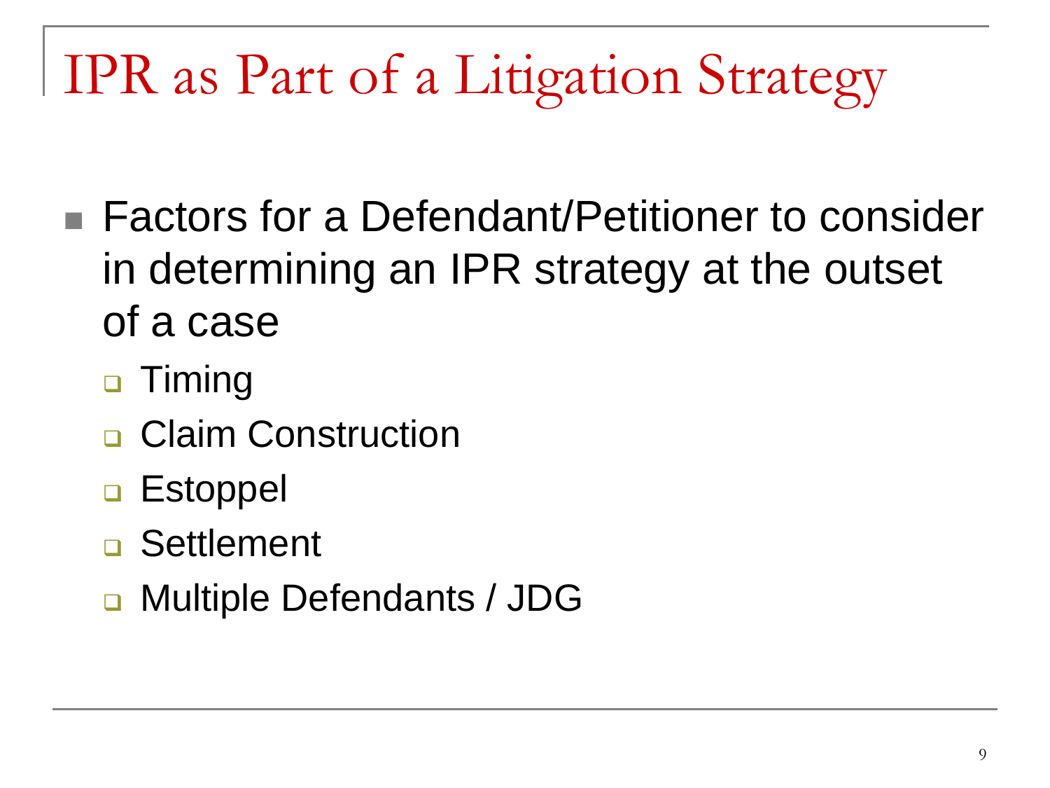# IPR as Part of a Litigation Strategy

- Factors for a Defendant/Petitioner to consider in determining an IPR strategy at the outset of a case
  - Timing
  - Claim Construction
  - Estoppel
  - Settlement
  - Multiple Defendants / JDG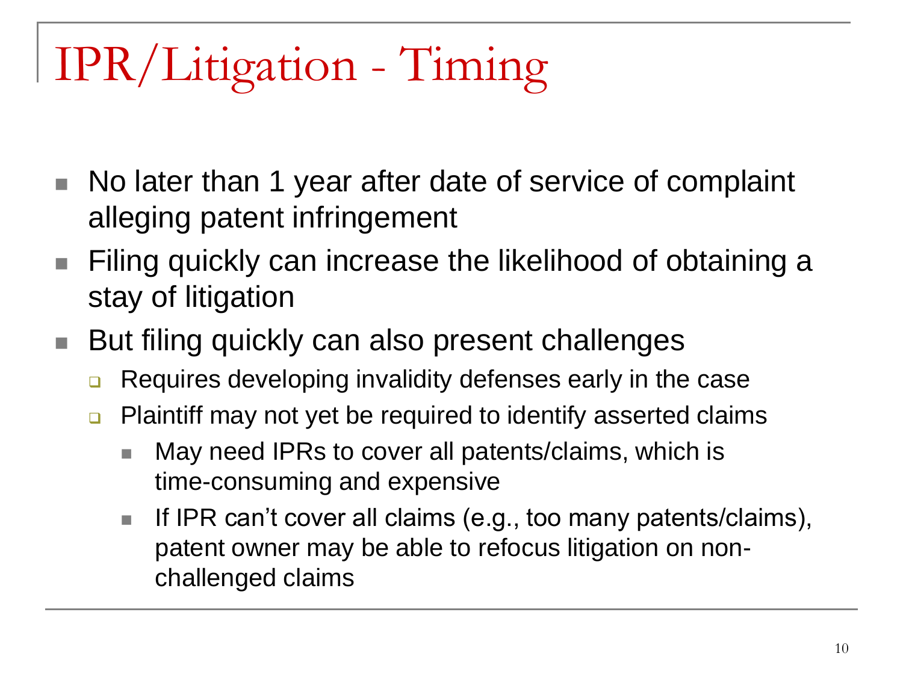# IPR/Litigation - Timing

- No later than 1 year after date of service of complaint alleging patent infringement
- Filing quickly can increase the likelihood of obtaining a stay of litigation
- But filing quickly can also present challenges
  - Requires developing invalidity defenses early in the case
  - Plaintiff may not yet be required to identify asserted claims
    - May need IPRs to cover all patents/claims, which is time-consuming and expensive
    - If IPR can't cover all claims (e.g., too many patents/claims), patent owner may be able to refocus litigation on non-challenged claims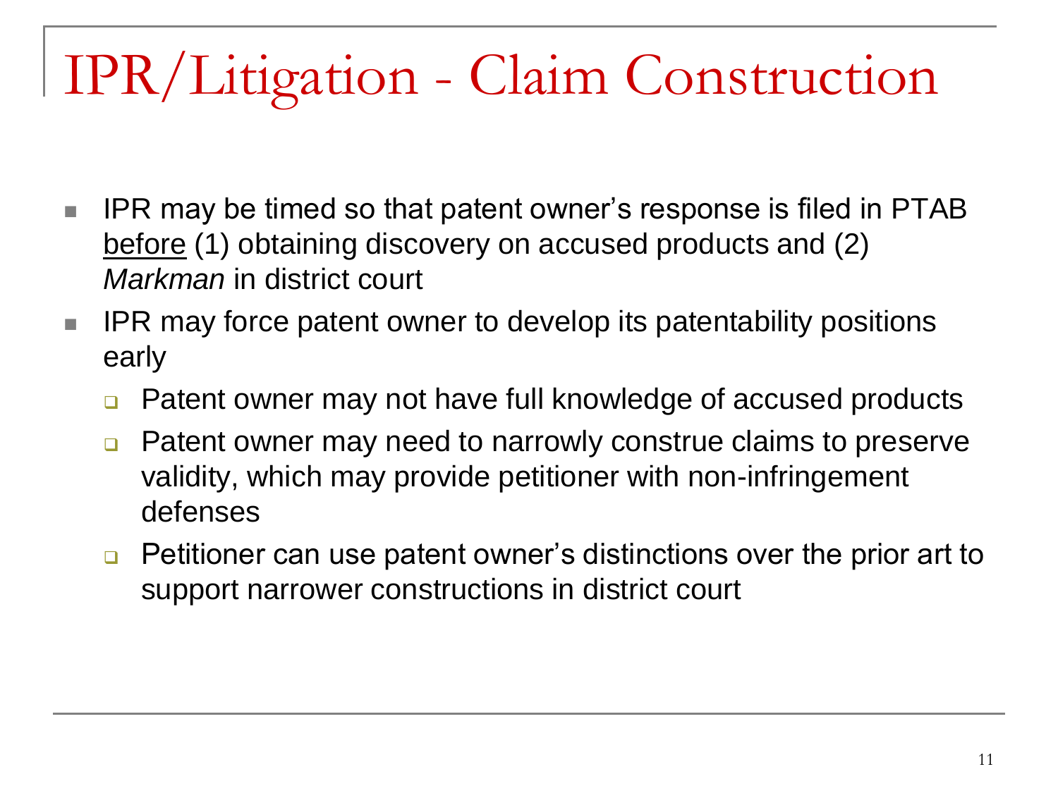# IPR/Litigation - Claim Construction

- IPR may be timed so that patent owner's response is filed in PTAB <u>before</u> (1) obtaining discovery on accused products and (2) *Markman* in district court
- IPR may force patent owner to develop its patentability positions early
  - Patent owner may not have full knowledge of accused products
  - Patent owner may need to narrowly construe claims to preserve validity, which may provide petitioner with non-infringement defenses
  - Petitioner can use patent owner's distinctions over the prior art to support narrower constructions in district court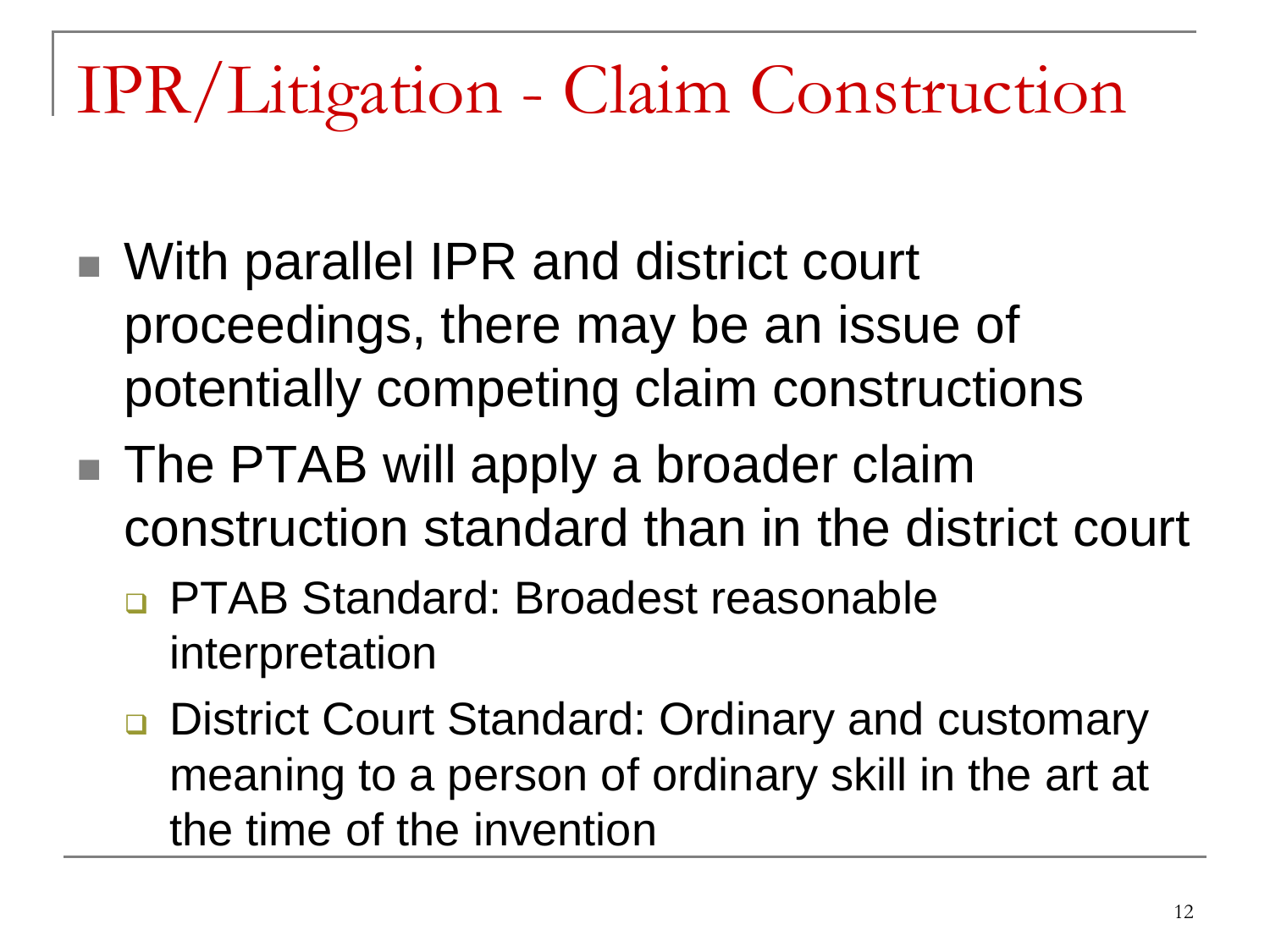# IPR/Litigation - Claim Construction

- With parallel IPR and district court proceedings, there may be an issue of potentially competing claim constructions
- The PTAB will apply a broader claim construction standard than in the district court
  - PTAB Standard: Broadest reasonable interpretation
  - District Court Standard: Ordinary and customary meaning to a person of ordinary skill in the art at the time of the invention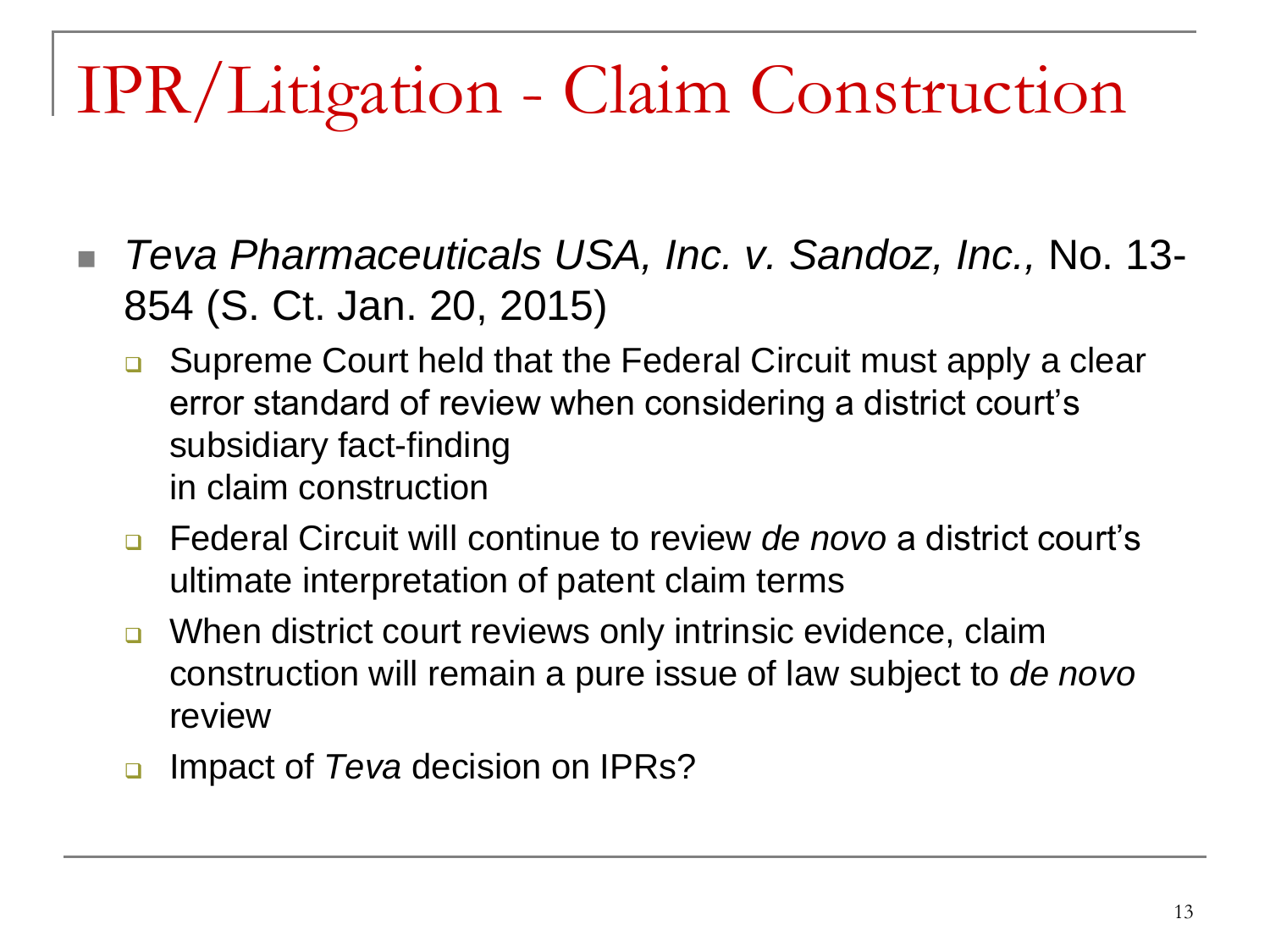# IPR/Litigation - Claim Construction

- *Teva Pharmaceuticals USA, Inc. v. Sandoz, Inc.,* No. 13-854 (S. Ct. Jan. 20, 2015)
  - Supreme Court held that the Federal Circuit must apply a clear error standard of review when considering a district court's subsidiary fact-finding in claim construction
  - Federal Circuit will continue to review *de novo* a district court's ultimate interpretation of patent claim terms
  - When district court reviews only intrinsic evidence, claim construction will remain a pure issue of law subject to *de novo* review
  - Impact of *Teva* decision on IPRs?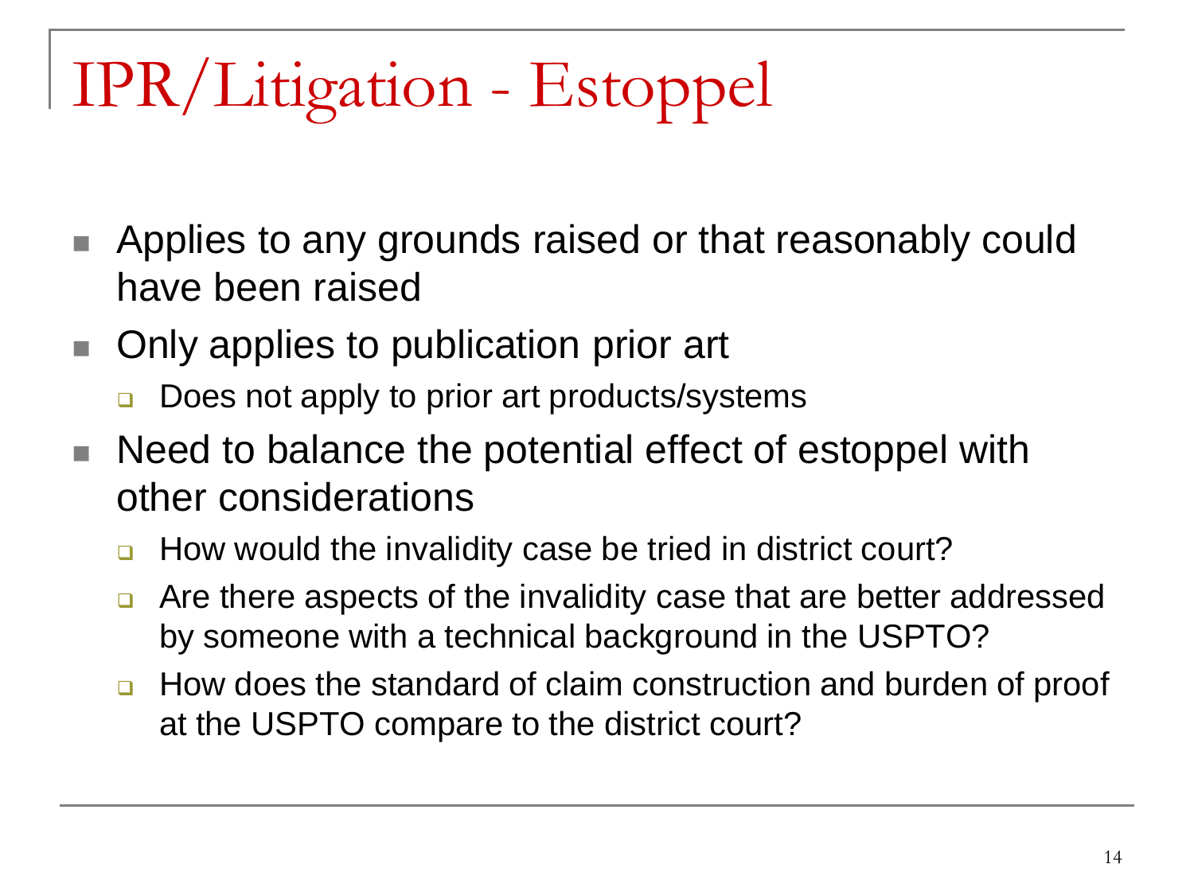# IPR/Litigation - Estoppel

- Applies to any grounds raised or that reasonably could have been raised
- Only applies to publication prior art
  - Does not apply to prior art products/systems
- Need to balance the potential effect of estoppel with other considerations
  - How would the invalidity case be tried in district court?
  - Are there aspects of the invalidity case that are better addressed by someone with a technical background in the USPTO?
  - How does the standard of claim construction and burden of proof at the USPTO compare to the district court?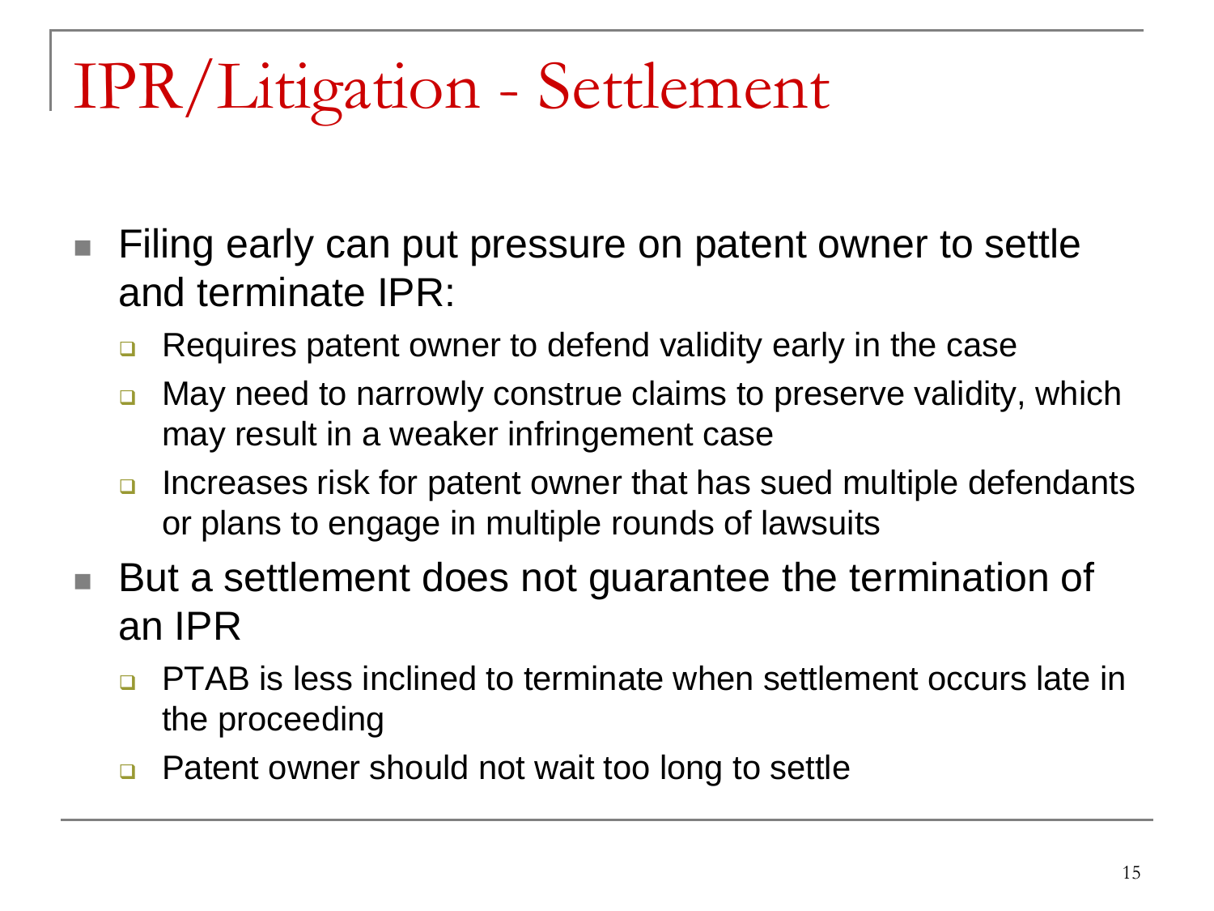# IPR/Litigation - Settlement

- Filing early can put pressure on patent owner to settle and terminate IPR:
  - Requires patent owner to defend validity early in the case
  - May need to narrowly construe claims to preserve validity, which may result in a weaker infringement case
  - Increases risk for patent owner that has sued multiple defendants or plans to engage in multiple rounds of lawsuits
- But a settlement does not guarantee the termination of an IPR
  - PTAB is less inclined to terminate when settlement occurs late in the proceeding
  - Patent owner should not wait too long to settle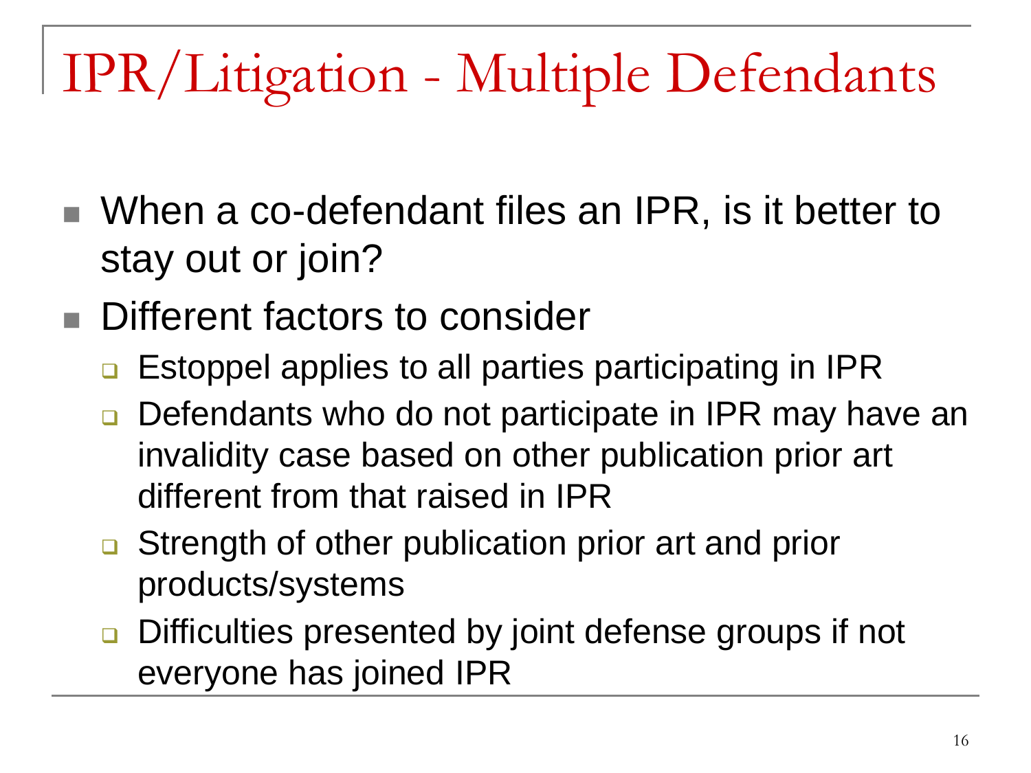# IPR/Litigation - Multiple Defendants

- When a co-defendant files an IPR, is it better to stay out or join?
- Different factors to consider
  - Estoppel applies to all parties participating in IPR
  - Defendants who do not participate in IPR may have an invalidity case based on other publication prior art different from that raised in IPR
  - Strength of other publication prior art and prior products/systems
  - Difficulties presented by joint defense groups if not everyone has joined IPR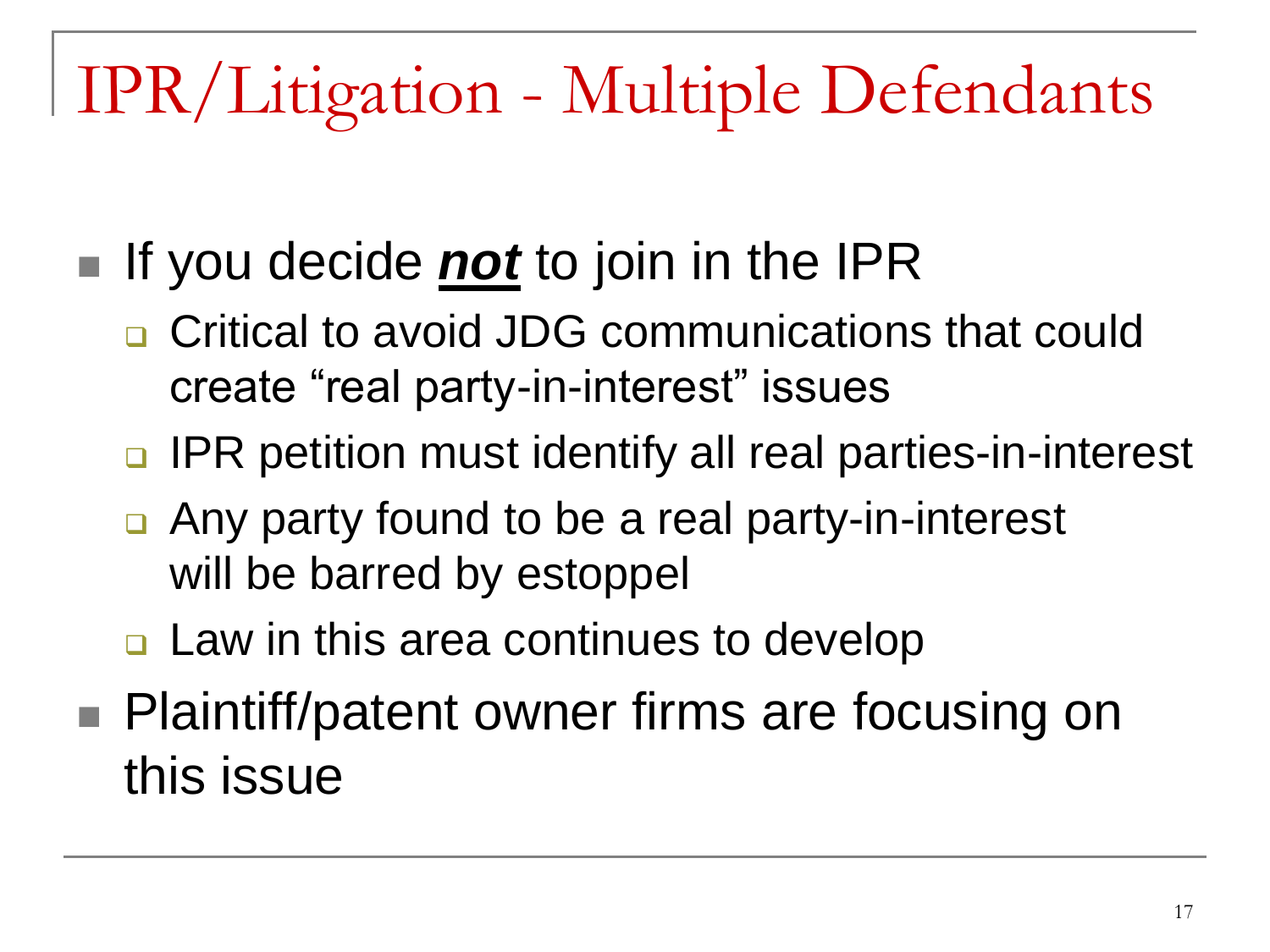# IPR/Litigation - Multiple Defendants

- If you decide ***not*** to join in the IPR
  - Critical to avoid JDG communications that could create "real party-in-interest" issues
  - IPR petition must identify all real parties-in-interest
  - Any party found to be a real party-in-interest will be barred by estoppel
  - Law in this area continues to develop
- Plaintiff/patent owner firms are focusing on this issue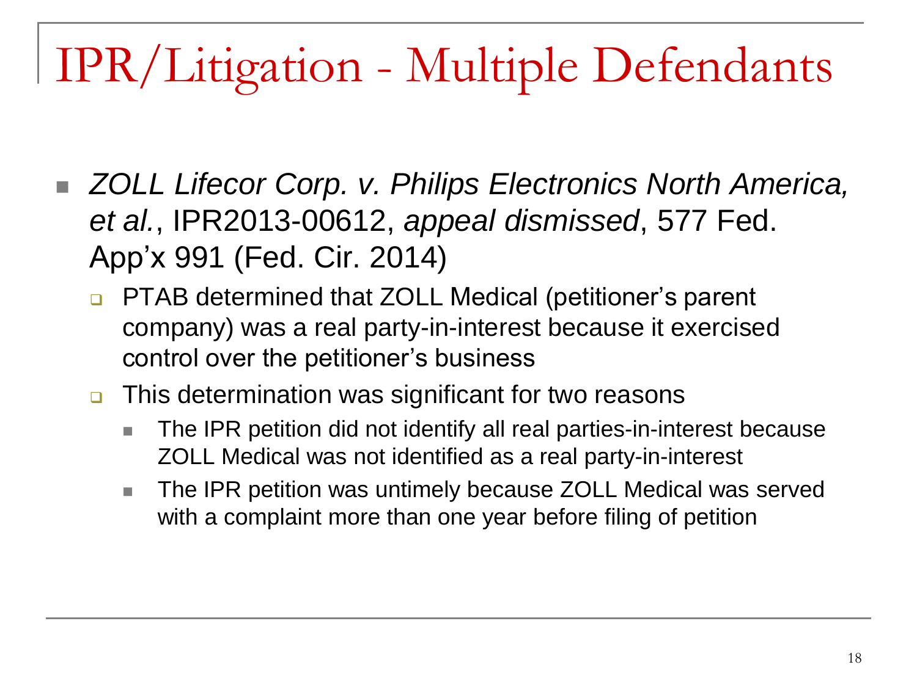# IPR/Litigation - Multiple Defendants

- *ZOLL Lifecor Corp. v. Philips Electronics North America, et al.*, IPR2013-00612, *appeal dismissed*, 577 Fed. App'x 991 (Fed. Cir. 2014)
  - PTAB determined that ZOLL Medical (petitioner's parent company) was a real party-in-interest because it exercised control over the petitioner's business
  - This determination was significant for two reasons
    - The IPR petition did not identify all real parties-in-interest because ZOLL Medical was not identified as a real party-in-interest
    - The IPR petition was untimely because ZOLL Medical was served with a complaint more than one year before filing of petition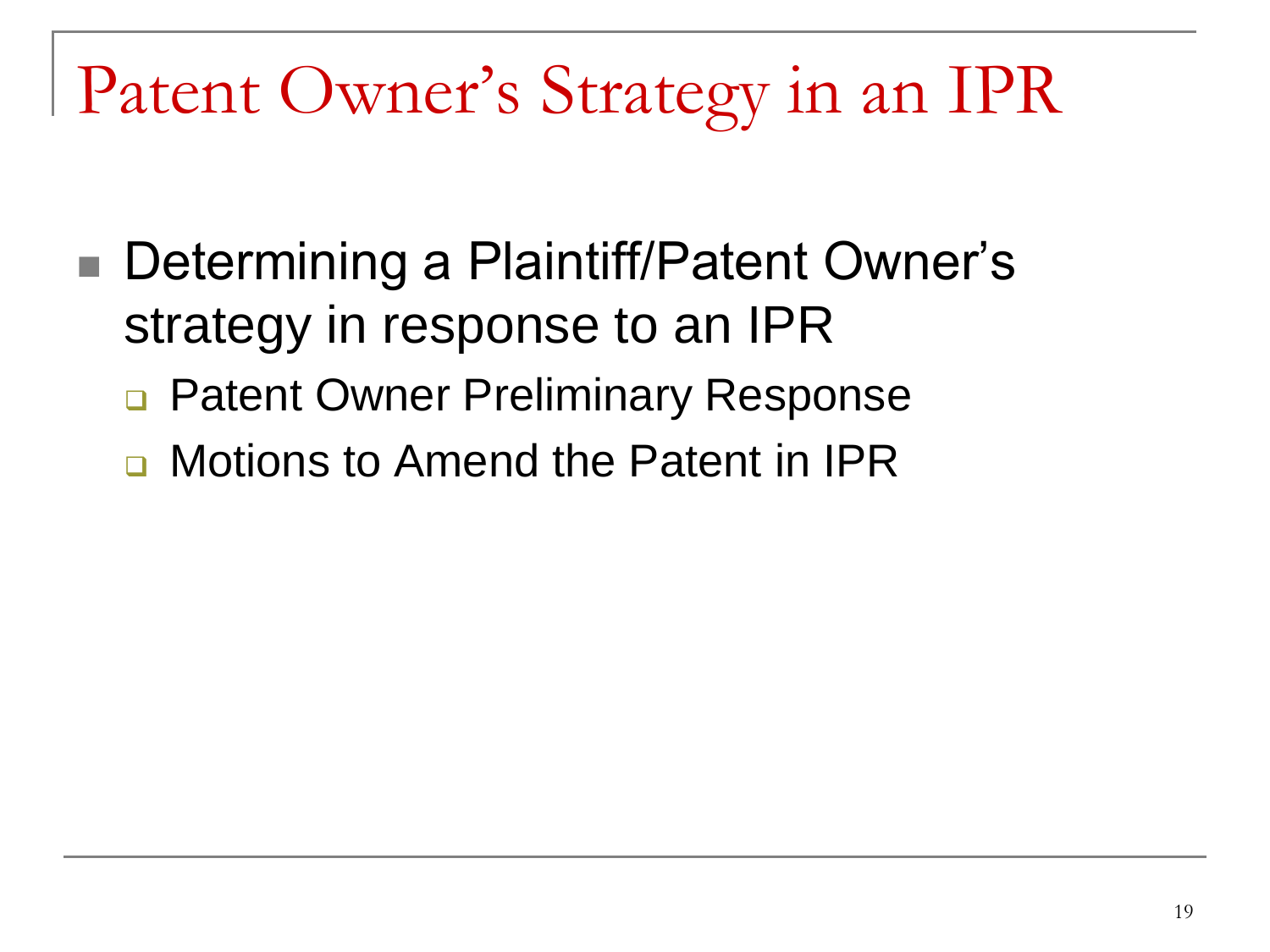# Patent Owner’s Strategy in an IPR

- Determining a Plaintiff/Patent Owner’s strategy in response to an IPR
  - Patent Owner Preliminary Response
  - Motions to Amend the Patent in IPR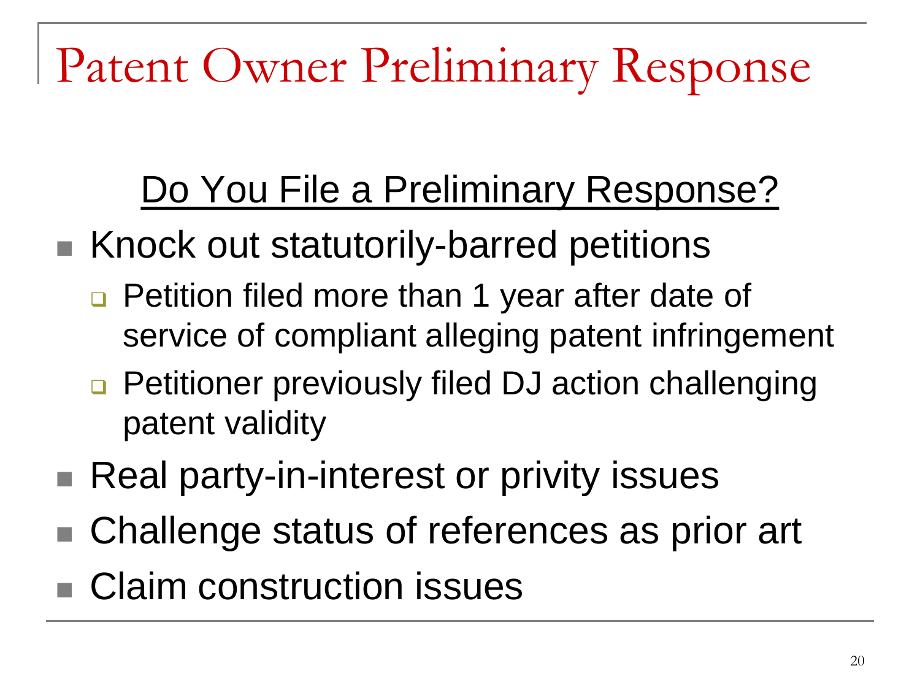# Patent Owner Preliminary Response

## Do You File a Preliminary Response?

- Knock out statutorily-barred petitions
  - Petition filed more than 1 year after date of service of compliant alleging patent infringement
  - Petitioner previously filed DJ action challenging patent validity
- Real party-in-interest or privity issues
- Challenge status of references as prior art
- Claim construction issues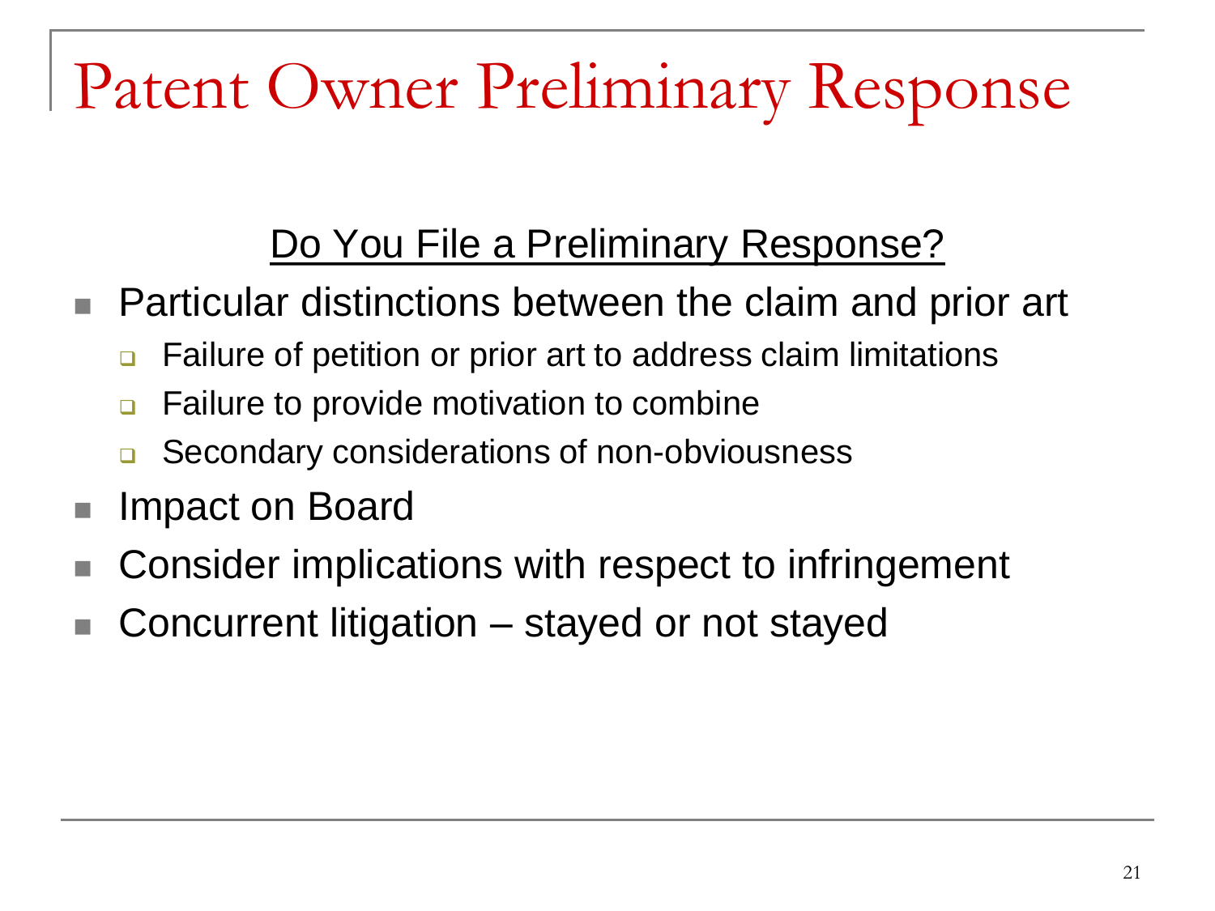# Patent Owner Preliminary Response

<u>Do You File a Preliminary Response?</u>

- Particular distinctions between the claim and prior art
  - Failure of petition or prior art to address claim limitations
  - Failure to provide motivation to combine
  - Secondary considerations of non-obviousness
- Impact on Board
- Consider implications with respect to infringement
- Concurrent litigation – stayed or not stayed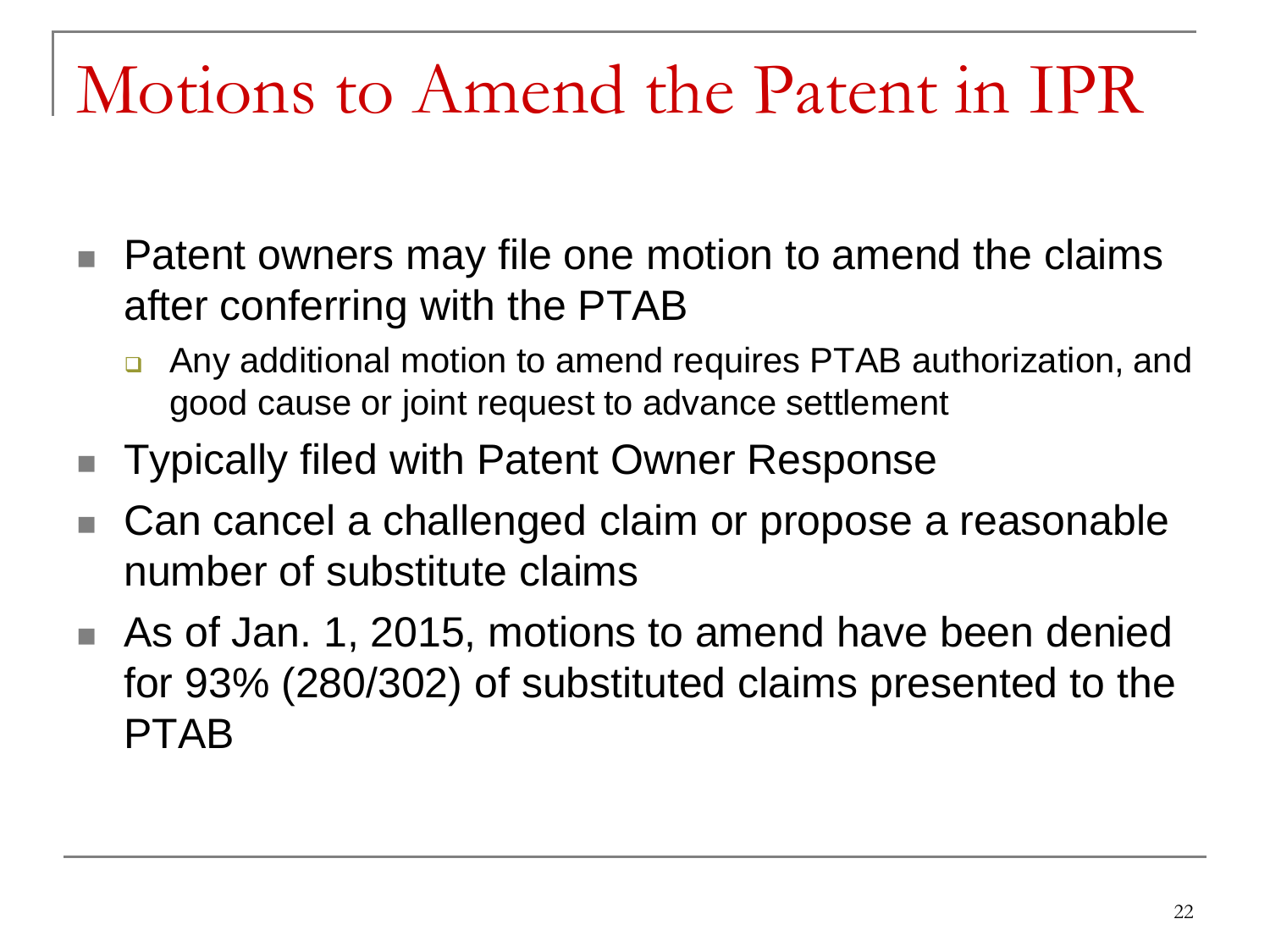# Motions to Amend the Patent in IPR

- Patent owners may file one motion to amend the claims after conferring with the PTAB
  - Any additional motion to amend requires PTAB authorization, and good cause or joint request to advance settlement
- Typically filed with Patent Owner Response
- Can cancel a challenged claim or propose a reasonable number of substitute claims
- As of Jan. 1, 2015, motions to amend have been denied for 93% (280/302) of substituted claims presented to the PTAB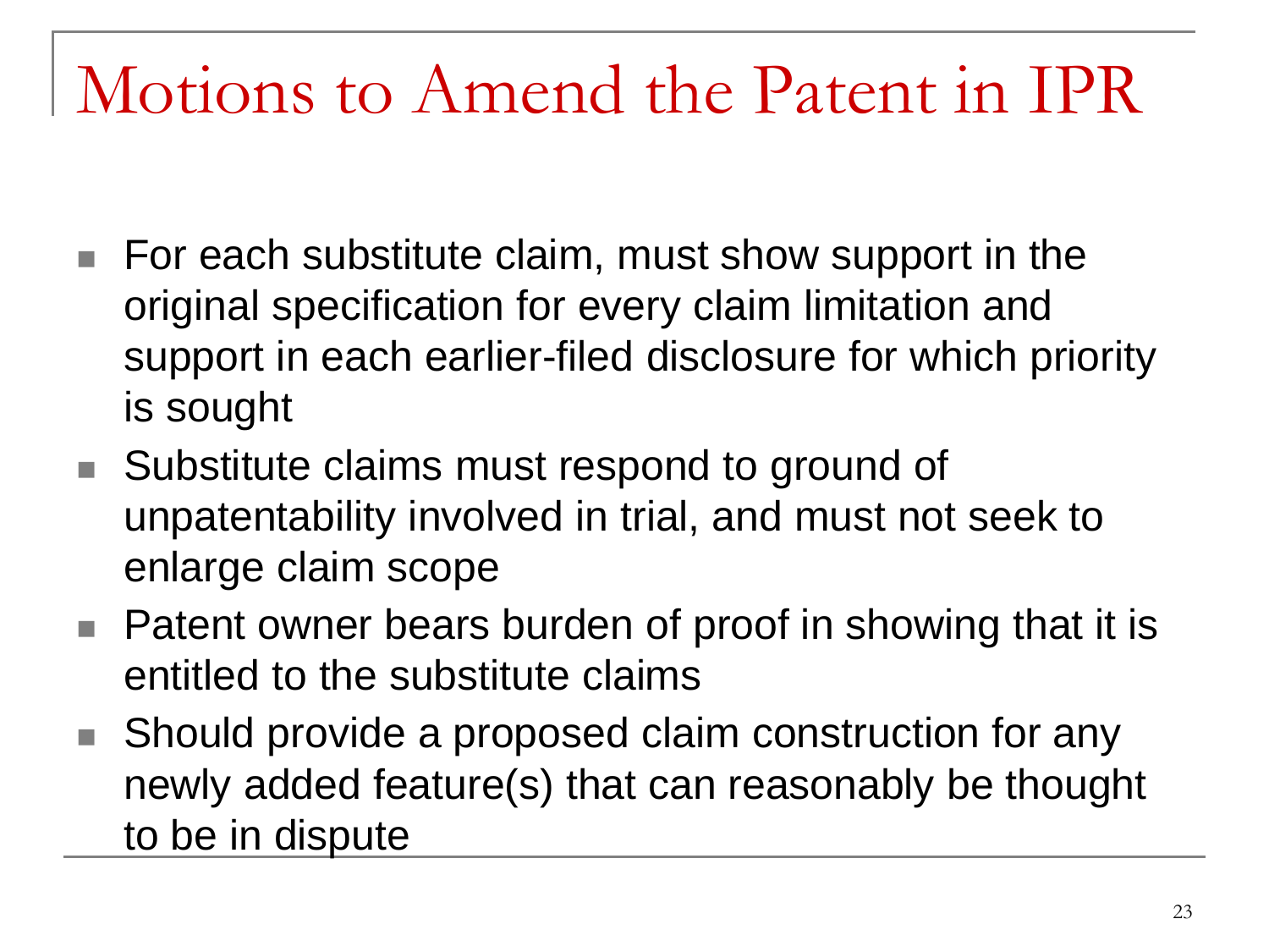# Motions to Amend the Patent in IPR

- For each substitute claim, must show support in the original specification for every claim limitation and support in each earlier-filed disclosure for which priority is sought
- Substitute claims must respond to ground of unpatentability involved in trial, and must not seek to enlarge claim scope
- Patent owner bears burden of proof in showing that it is entitled to the substitute claims
- Should provide a proposed claim construction for any newly added feature(s) that can reasonably be thought to be in dispute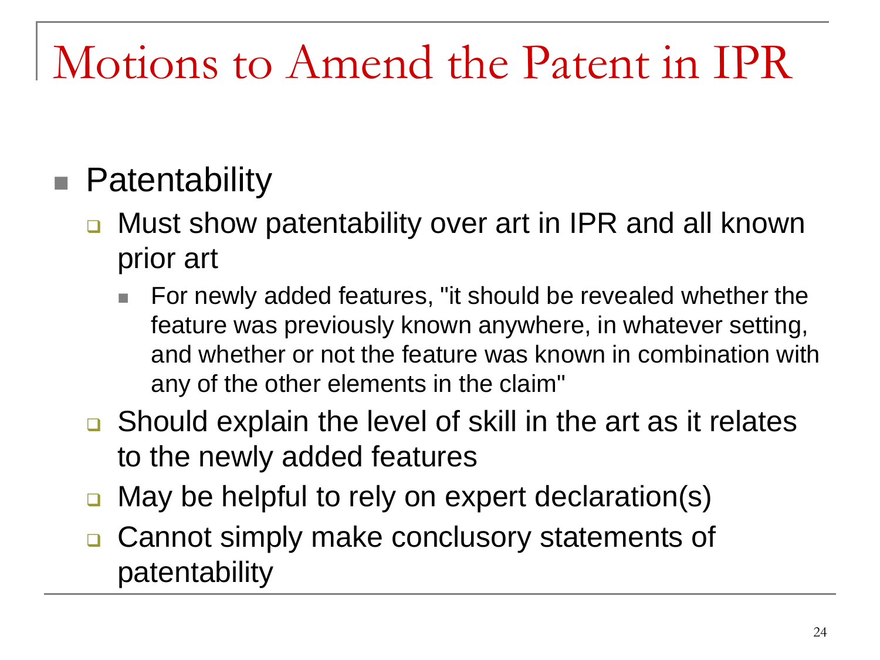# Motions to Amend the Patent in IPR

- Patentability
  - Must show patentability over art in IPR and all known prior art
    - For newly added features, "it should be revealed whether the feature was previously known anywhere, in whatever setting, and whether or not the feature was known in combination with any of the other elements in the claim"
  - Should explain the level of skill in the art as it relates to the newly added features
  - May be helpful to rely on expert declaration(s)
  - Cannot simply make conclusory statements of patentability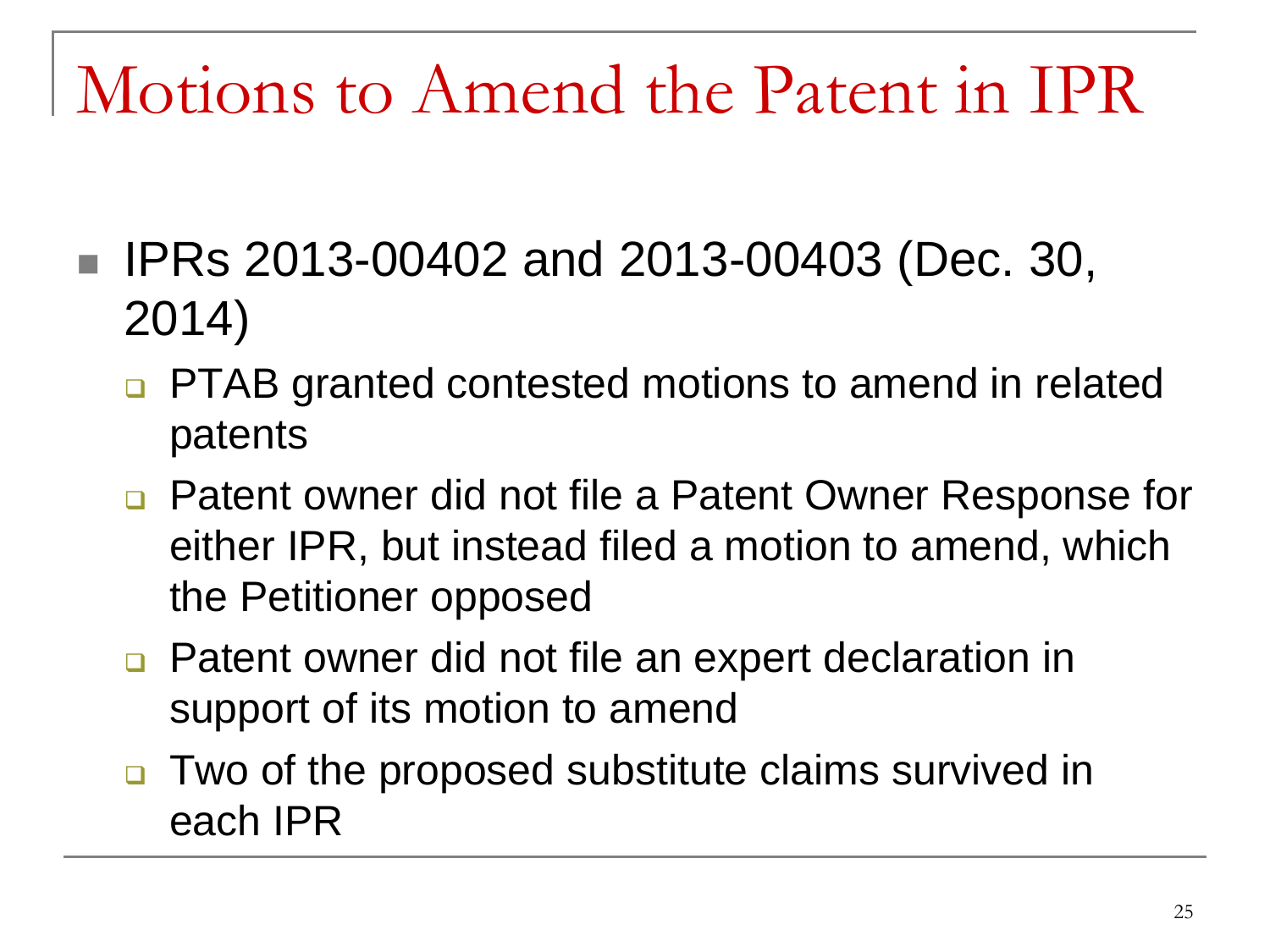# Motions to Amend the Patent in IPR

- IPRs 2013-00402 and 2013-00403 (Dec. 30, 2014)
  - PTAB granted contested motions to amend in related patents
  - Patent owner did not file a Patent Owner Response for either IPR, but instead filed a motion to amend, which the Petitioner opposed
  - Patent owner did not file an expert declaration in support of its motion to amend
  - Two of the proposed substitute claims survived in each IPR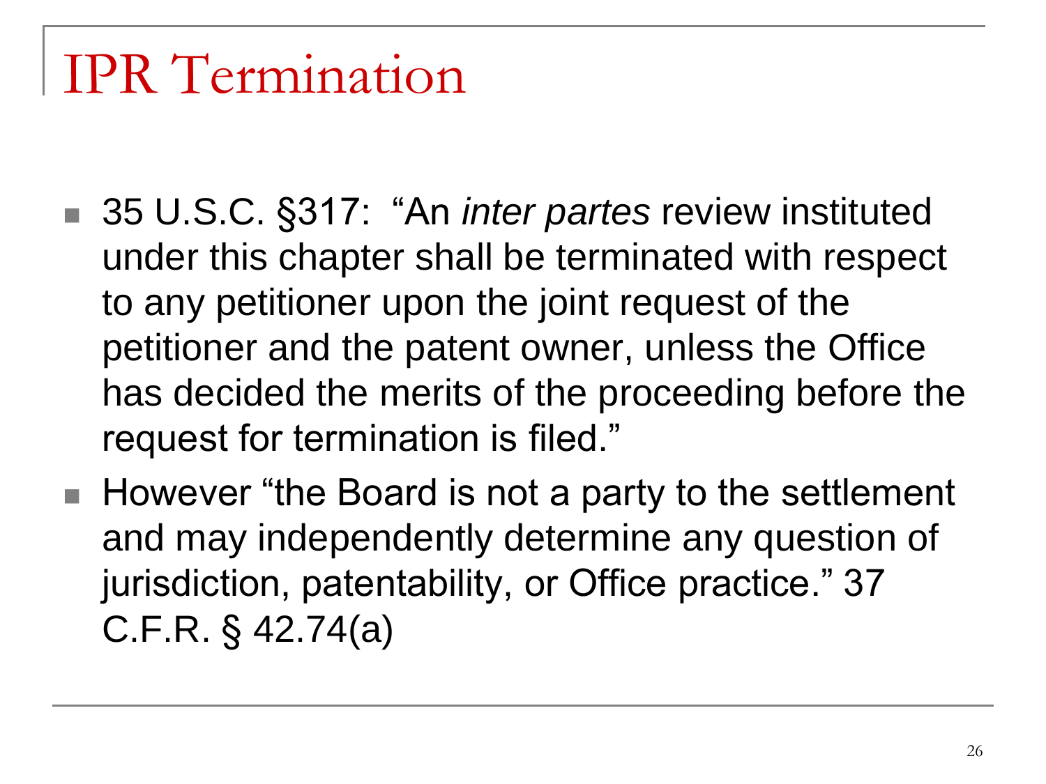# IPR Termination

- 35 U.S.C. §317: "An *inter partes* review instituted under this chapter shall be terminated with respect to any petitioner upon the joint request of the petitioner and the patent owner, unless the Office has decided the merits of the proceeding before the request for termination is filed."
- However "the Board is not a party to the settlement and may independently determine any question of jurisdiction, patentability, or Office practice." 37 C.F.R. § 42.74(a)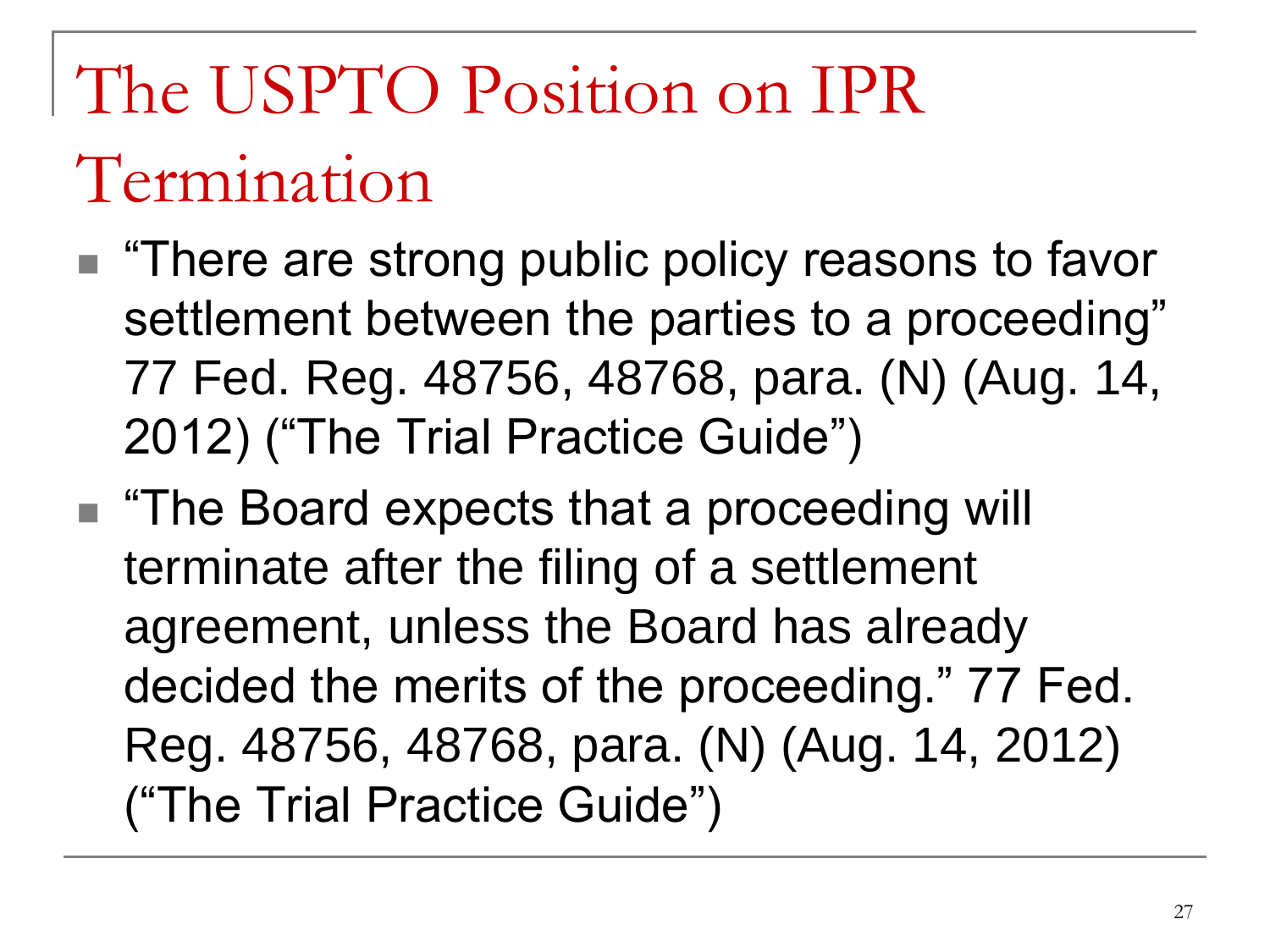# The USPTO Position on IPR Termination

- "There are strong public policy reasons to favor settlement between the parties to a proceeding" 77 Fed. Reg. 48756, 48768, para. (N) (Aug. 14, 2012) ("The Trial Practice Guide")
- "The Board expects that a proceeding will terminate after the filing of a settlement agreement, unless the Board has already decided the merits of the proceeding." 77 Fed. Reg. 48756, 48768, para. (N) (Aug. 14, 2012) ("The Trial Practice Guide")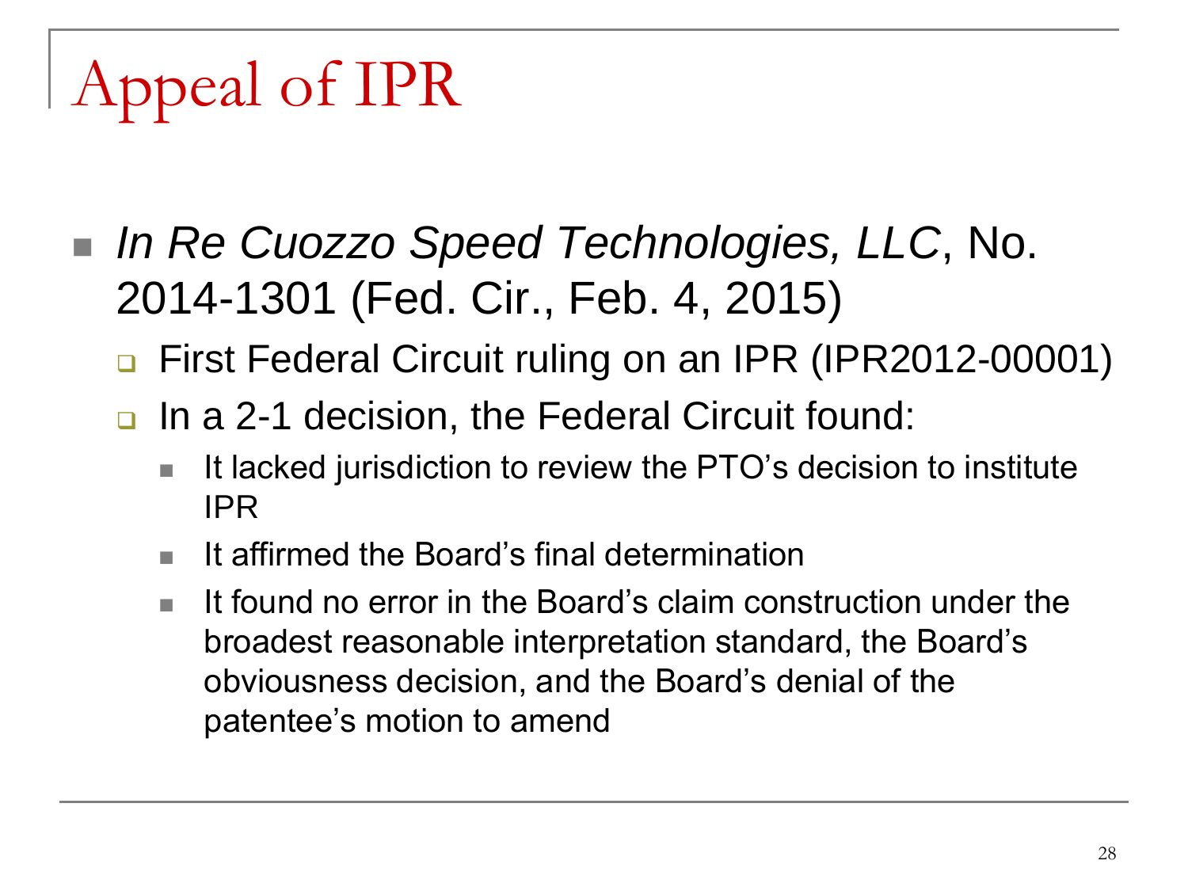# Appeal of IPR

- *In Re Cuozzo Speed Technologies, LLC*, No. 2014-1301 (Fed. Cir., Feb. 4, 2015)
  - First Federal Circuit ruling on an IPR (IPR2012-00001)
  - In a 2-1 decision, the Federal Circuit found:
    - It lacked jurisdiction to review the PTO's decision to institute IPR
    - It affirmed the Board's final determination
    - It found no error in the Board's claim construction under the broadest reasonable interpretation standard, the Board's obviousness decision, and the Board's denial of the patentee's motion to amend